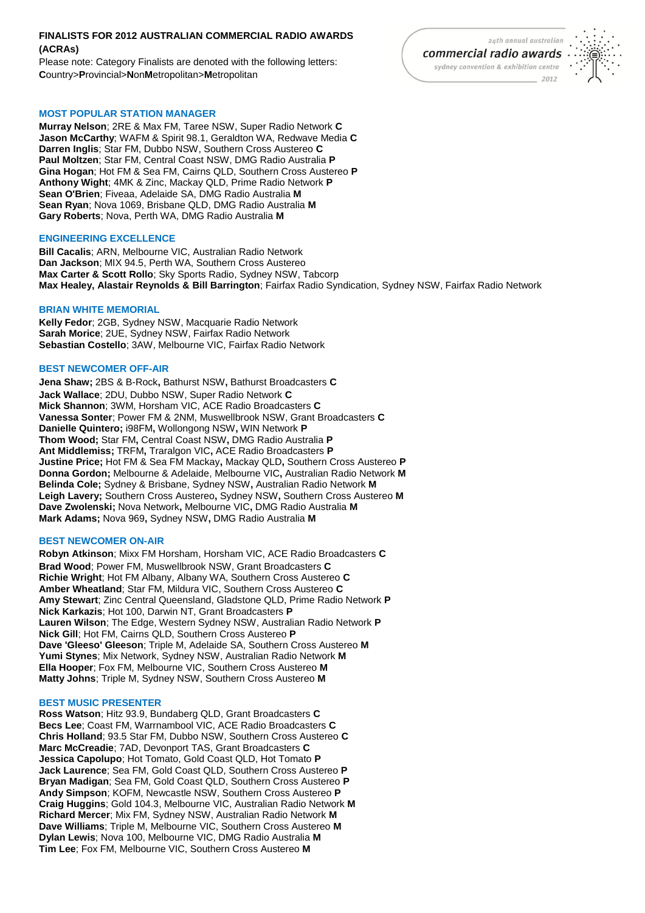# FINALISTS FOR 2012 AUSTRALIAN COMMERCIAL RADIO AWARDS (ACRAs)

Please note: Category Finalists are denoted with the following letters: **C**ountry>**P**rovincial>**N**on**M**etropolitan>**M**etropolitan

24th annual australian commercial radio awards sydney convention & exhibition centre 2012

## MOST POPULAR STATION MANAGER

**Murray Nelson**; 2RE & Max FM, Taree NSW, Super Radio Network **C**
**Jason McCarthy**; WAFM & Spirit 98.1, Geraldton WA, Redwave Media **C**
**Darren Inglis**; Star FM, Dubbo NSW, Southern Cross Austereo **C**
**Paul Moltzen**; Star FM, Central Coast NSW, DMG Radio Australia **P**
**Gina Hogan**; Hot FM & Sea FM, Cairns QLD, Southern Cross Austereo **P**
**Anthony Wight**; 4MK & Zinc, Mackay QLD, Prime Radio Network **P**
**Sean O'Brien**; Fiveaa, Adelaide SA, DMG Radio Australia **M**
**Sean Ryan**; Nova 1069, Brisbane QLD, DMG Radio Australia **M**
**Gary Roberts**; Nova, Perth WA, DMG Radio Australia **M**

## ENGINEERING EXCELLENCE

**Bill Cacalis**; ARN, Melbourne VIC, Australian Radio Network
**Dan Jackson**; MIX 94.5, Perth WA, Southern Cross Austereo
**Max Carter & Scott Rollo**; Sky Sports Radio, Sydney NSW, Tabcorp
**Max Healey, Alastair Reynolds & Bill Barrington**; Fairfax Radio Syndication, Sydney NSW, Fairfax Radio Network

## BRIAN WHITE MEMORIAL

**Kelly Fedor**; 2GB, Sydney NSW, Macquarie Radio Network
**Sarah Morice**; 2UE, Sydney NSW, Fairfax Radio Network
**Sebastian Costello**; 3AW, Melbourne VIC, Fairfax Radio Network

## BEST NEWCOMER OFF-AIR

**Jena Shaw;** 2BS & B-Rock**,** Bathurst NSW**,** Bathurst Broadcasters **C**
**Jack Wallace**; 2DU, Dubbo NSW, Super Radio Network **C**
**Mick Shannon**; 3WM, Horsham VIC, ACE Radio Broadcasters **C**
**Vanessa Sonter**; Power FM & 2NM, Muswellbrook NSW, Grant Broadcasters **C**
**Danielle Quintero;** i98FM**,** Wollongong NSW**,** WIN Network **P**
**Thom Wood;** Star FM**,** Central Coast NSW**,** DMG Radio Australia **P**
**Ant Middlemiss;** TRFM**,** Traralgon VIC**,** ACE Radio Broadcasters **P**
**Justine Price;** Hot FM & Sea FM Mackay**,** Mackay QLD**,** Southern Cross Austereo **P**
**Donna Gordon;** Melbourne & Adelaide**,** Melbourne VIC**,** Australian Radio Network **M**
**Belinda Cole;** Sydney & Brisbane**,** Sydney NSW**,** Australian Radio Network **M**
**Leigh Lavery;** Southern Cross Austereo**,** Sydney NSW**,** Southern Cross Austereo **M**
**Dave Zwolenski;** Nova Network**,** Melbourne VIC**,** DMG Radio Australia **M**
**Mark Adams;** Nova 969**,** Sydney NSW**,** DMG Radio Australia **M**

## BEST NEWCOMER ON-AIR

**Robyn Atkinson**; Mixx FM Horsham, Horsham VIC, ACE Radio Broadcasters **C**
**Brad Wood**; Power FM, Muswellbrook NSW, Grant Broadcasters **C**
**Richie Wright**; Hot FM Albany, Albany WA, Southern Cross Austereo **C**
**Amber Wheatland**; Star FM, Mildura VIC, Southern Cross Austereo **C**
**Amy Stewart**; Zinc Central Queensland, Gladstone QLD, Prime Radio Network **P**
**Nick Karkazis**; Hot 100, Darwin NT, Grant Broadcasters **P**
**Lauren Wilson**; The Edge, Western Sydney NSW, Australian Radio Network **P**
**Nick Gill**; Hot FM, Cairns QLD, Southern Cross Austereo **P**
**Dave 'Gleeso' Gleeson**; Triple M, Adelaide SA, Southern Cross Austereo **M**
**Yumi Stynes**; Mix Network, Sydney NSW, Australian Radio Network **M**
**Ella Hooper**; Fox FM, Melbourne VIC, Southern Cross Austereo **M**
**Matty Johns**; Triple M, Sydney NSW, Southern Cross Austereo **M**

## BEST MUSIC PRESENTER

**Ross Watson**; Hitz 93.9, Bundaberg QLD, Grant Broadcasters **C**
**Becs Lee**; Coast FM, Warrnambool VIC, ACE Radio Broadcasters **C**
**Chris Holland**; 93.5 Star FM, Dubbo NSW, Southern Cross Austereo **C**
**Marc McCreadie**; 7AD, Devonport TAS, Grant Broadcasters **C**
**Jessica Capolupo**; Hot Tomato, Gold Coast QLD, Hot Tomato **P**
**Jack Laurence**; Sea FM, Gold Coast QLD, Southern Cross Austereo **P**
**Bryan Madigan**; Sea FM, Gold Coast QLD, Southern Cross Austereo **P**
**Andy Simpson**; KOFM, Newcastle NSW, Southern Cross Austereo **P**
**Craig Huggins**; Gold 104.3, Melbourne VIC, Australian Radio Network **M**
**Richard Mercer**; Mix FM, Sydney NSW, Australian Radio Network **M**
**Dave Williams**; Triple M, Melbourne VIC, Southern Cross Austereo **M**
**Dylan Lewis**; Nova 100, Melbourne VIC, DMG Radio Australia **M**
**Tim Lee**; Fox FM, Melbourne VIC, Southern Cross Austereo **M**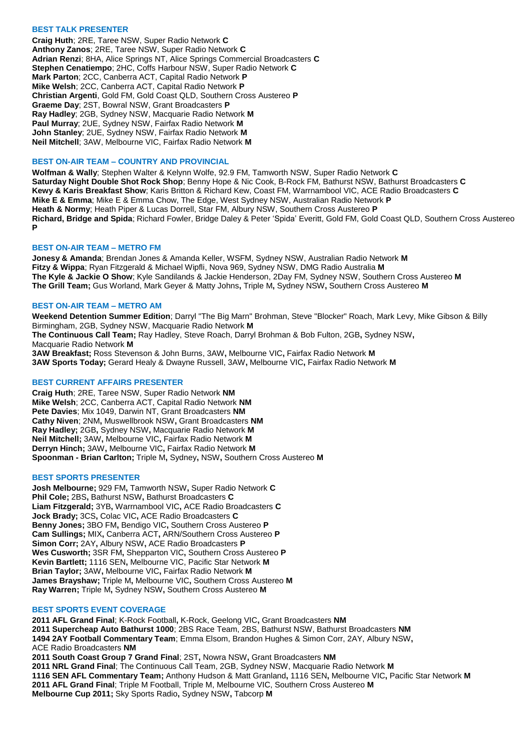### BEST TALK PRESENTER

**Craig Huth**; 2RE, Taree NSW, Super Radio Network **C**
**Anthony Zanos**; 2RE, Taree NSW, Super Radio Network **C**
**Adrian Renzi**; 8HA, Alice Springs NT, Alice Springs Commercial Broadcasters **C**
**Stephen Cenatiempo**; 2HC, Coffs Harbour NSW, Super Radio Network **C**
**Mark Parton**; 2CC, Canberra ACT, Capital Radio Network **P**
**Mike Welsh**; 2CC, Canberra ACT, Capital Radio Network **P**
**Christian Argenti**, Gold FM, Gold Coast QLD, Southern Cross Austereo **P**
**Graeme Day**; 2ST, Bowral NSW, Grant Broadcasters **P**
**Ray Hadley**; 2GB, Sydney NSW, Macquarie Radio Network **M**
**Paul Murray**; 2UE, Sydney NSW, Fairfax Radio Network **M**
**John Stanley**; 2UE, Sydney NSW, Fairfax Radio Network **M**
**Neil Mitchell**; 3AW, Melbourne VIC, Fairfax Radio Network **M**

### BEST ON-AIR TEAM – COUNTRY AND PROVINCIAL

**Wolfman & Wally**; Stephen Walter & Kelynn Wolfe, 92.9 FM, Tamworth NSW, Super Radio Network **C**
**Saturday Night Double Shot Rock Shop**; Benny Hope & Nic Cook, B-Rock FM, Bathurst NSW, Bathurst Broadcasters **C**
**Kewy & Karis Breakfast Show**; Karis Britton & Richard Kew, Coast FM, Warrnambool VIC, ACE Radio Broadcasters **C**
**Mike E & Emma**; Mike E & Emma Chow, The Edge, West Sydney NSW, Australian Radio Network **P**
**Heath & Normy**; Heath Piper & Lucas Dorrell, Star FM, Albury NSW, Southern Cross Austereo **P**
**Richard, Bridge and Spida**; Richard Fowler, Bridge Daley & Peter 'Spida' Everitt, Gold FM, Gold Coast QLD, Southern Cross Austereo **P**

### BEST ON-AIR TEAM – METRO FM

**Jonesy & Amanda**; Brendan Jones & Amanda Keller, WSFM, Sydney NSW, Australian Radio Network **M**
**Fitzy & Wippa**; Ryan Fitzgerald & Michael Wipfli, Nova 969, Sydney NSW, DMG Radio Australia **M**
**The Kyle & Jackie O Show**; Kyle Sandilands & Jackie Henderson, 2Day FM, Sydney NSW, Southern Cross Austereo **M**
**The Grill Team;** Gus Worland, Mark Geyer & Matty Johns**,** Triple M**,** Sydney NSW**,** Southern Cross Austereo **M**

### BEST ON-AIR TEAM – METRO AM

**Weekend Detention Summer Edition**; Darryl "The Big Marn" Brohman, Steve "Blocker" Roach, Mark Levy, Mike Gibson & Billy Birmingham, 2GB, Sydney NSW, Macquarie Radio Network **M**
**The Continuous Call Team;** Ray Hadley, Steve Roach, Darryl Brohman & Bob Fulton, 2GB**,** Sydney NSW**,** Macquarie Radio Network **M**
**3AW Breakfast;** Ross Stevenson & John Burns, 3AW**,** Melbourne VIC**,** Fairfax Radio Network **M**
**3AW Sports Today;** Gerard Healy & Dwayne Russell, 3AW**,** Melbourne VIC**,** Fairfax Radio Network **M**

### BEST CURRENT AFFAIRS PRESENTER

**Craig Huth**; 2RE, Taree NSW, Super Radio Network **NM**
**Mike Welsh**; 2CC, Canberra ACT, Capital Radio Network **NM**
**Pete Davies**; Mix 1049, Darwin NT, Grant Broadcasters **NM**
**Cathy Niven**; 2NM**,** Muswellbrook NSW**,** Grant Broadcasters **NM**
**Ray Hadley;** 2GB**,** Sydney NSW**,** Macquarie Radio Network **M**
**Neil Mitchell;** 3AW**,** Melbourne VIC**,** Fairfax Radio Network **M**
**Derryn Hinch;** 3AW**,** Melbourne VIC**,** Fairfax Radio Network **M**
**Spoonman - Brian Carlton;** Triple M**,** Sydney**,** NSW**,** Southern Cross Austereo **M**

### BEST SPORTS PRESENTER

**Josh Melbourne;** 929 FM**,** Tamworth NSW**,** Super Radio Network **C**
**Phil Cole;** 2BS**,** Bathurst NSW**,** Bathurst Broadcasters **C**
**Liam Fitzgerald;** 3YB**,** Warrnambool VIC**,** ACE Radio Broadcasters **C**
**Jock Brady;** 3CS**,** Colac VIC**,** ACE Radio Broadcasters **C**
**Benny Jones;** 3BO FM**,** Bendigo VIC**,** Southern Cross Austereo **P**
**Cam Sullings;** MIX**,** Canberra ACT**,** ARN/Southern Cross Austereo **P**
**Simon Corr;** 2AY**,** Albury NSW**,** ACE Radio Broadcasters **P**
**Wes Cusworth;** 3SR FM**,** Shepparton VIC**,** Southern Cross Austereo **P**
**Kevin Bartlett;** 1116 SEN**,** Melbourne VIC, Pacific Star Network **M**
**Brian Taylor;** 3AW**,** Melbourne VIC**,** Fairfax Radio Network **M**
**James Brayshaw;** Triple M**,** Melbourne VIC**,** Southern Cross Austereo **M**
**Ray Warren;** Triple M**,** Sydney NSW**,** Southern Cross Austereo **M**

### BEST SPORTS EVENT COVERAGE

**2011 AFL Grand Final**; K-Rock Football**,** K-Rock, Geelong VIC**,** Grant Broadcasters **NM**
**2011 Supercheap Auto Bathurst 1000**; 2BS Race Team, 2BS, Bathurst NSW, Bathurst Broadcasters **NM**
**1494 2AY Football Commentary Team**; Emma Elsom, Brandon Hughes & Simon Corr, 2AY, Albury NSW**,** ACE Radio Broadcasters **NM**
**2011 South Coast Group 7 Grand Final**; 2ST**,** Nowra NSW**,** Grant Broadcasters **NM**
**2011 NRL Grand Final**; The Continuous Call Team, 2GB, Sydney NSW, Macquarie Radio Network **M**
**1116 SEN AFL Commentary Team;** Anthony Hudson & Matt Granland**,** 1116 SEN**,** Melbourne VIC**,** Pacific Star Network **M**
**2011 AFL Grand Final**; Triple M Football, Triple M, Melbourne VIC, Southern Cross Austereo **M**
**Melbourne Cup 2011;** Sky Sports Radio**,** Sydney NSW**,** Tabcorp **M**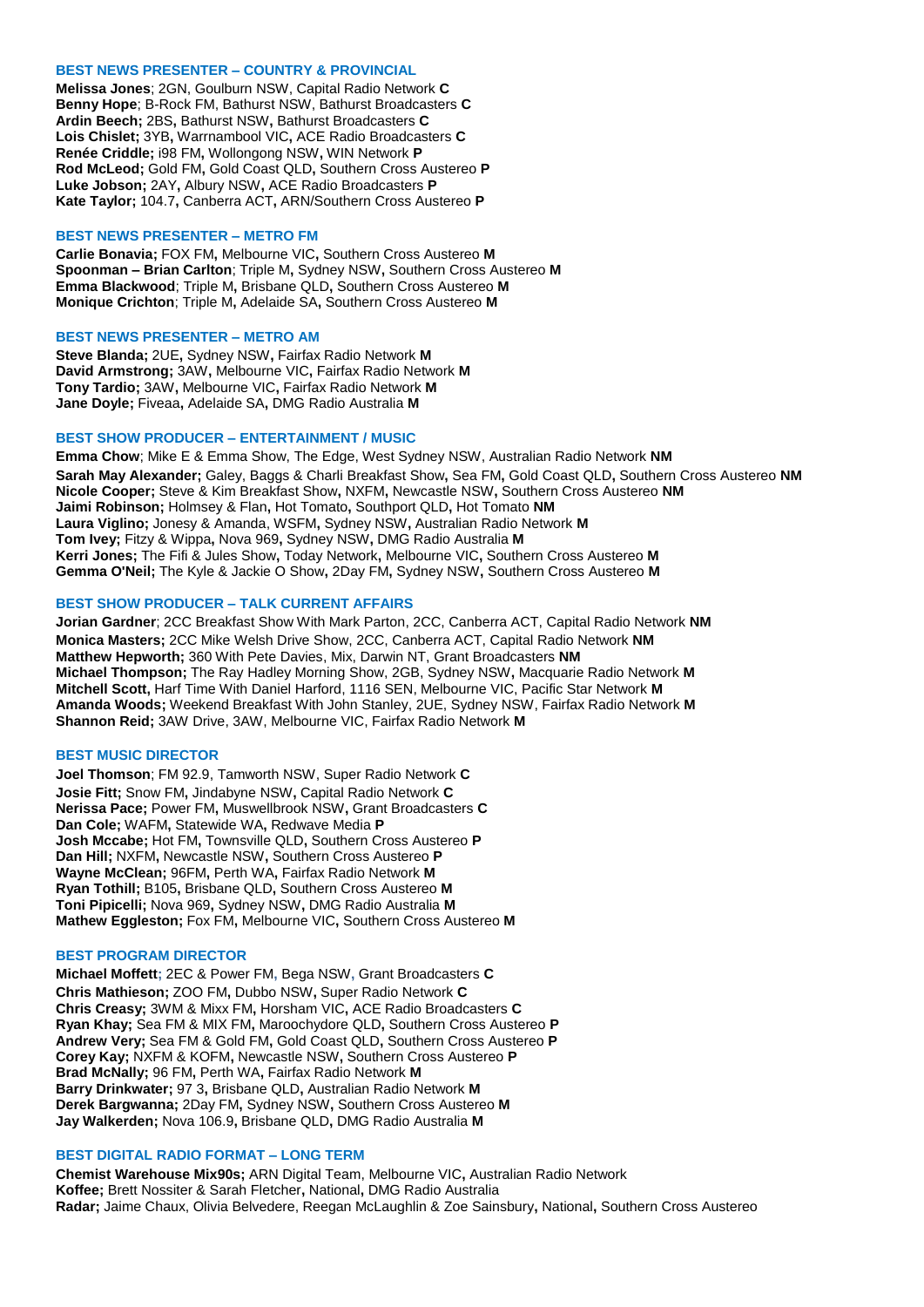### BEST NEWS PRESENTER – COUNTRY & PROVINCIAL

**Melissa Jones**; 2GN, Goulburn NSW, Capital Radio Network **C**
**Benny Hope**; B-Rock FM, Bathurst NSW, Bathurst Broadcasters **C**
**Ardin Beech;** 2BS**,** Bathurst NSW**,** Bathurst Broadcasters **C**
**Lois Chislet;** 3YB**,** Warrnambool VIC**,** ACE Radio Broadcasters **C**
**Renée Criddle;** i98 FM**,** Wollongong NSW**,** WIN Network **P**
**Rod McLeod;** Gold FM**,** Gold Coast QLD**,** Southern Cross Austereo **P**
**Luke Jobson;** 2AY**,** Albury NSW**,** ACE Radio Broadcasters **P**
**Kate Taylor;** 104.7**,** Canberra ACT**,** ARN/Southern Cross Austereo **P**

### BEST NEWS PRESENTER – METRO FM

**Carlie Bonavia;** FOX FM**,** Melbourne VIC**,** Southern Cross Austereo **M**
**Spoonman – Brian Carlton**; Triple M**,** Sydney NSW**,** Southern Cross Austereo **M**
**Emma Blackwood**; Triple M**,** Brisbane QLD**,** Southern Cross Austereo **M**
**Monique Crichton**; Triple M**,** Adelaide SA**,** Southern Cross Austereo **M**

### BEST NEWS PRESENTER – METRO AM

**Steve Blanda;** 2UE**,** Sydney NSW**,** Fairfax Radio Network **M**
**David Armstrong;** 3AW**,** Melbourne VIC**,** Fairfax Radio Network **M**
**Tony Tardio;** 3AW**,** Melbourne VIC**,** Fairfax Radio Network **M**
**Jane Doyle;** Fiveaa**,** Adelaide SA**,** DMG Radio Australia **M**

### BEST SHOW PRODUCER – ENTERTAINMENT / MUSIC

**Emma Chow**; Mike E & Emma Show, The Edge, West Sydney NSW, Australian Radio Network **NM**
**Sarah May Alexander;** Galey, Baggs & Charli Breakfast Show**,** Sea FM**,** Gold Coast QLD**,** Southern Cross Austereo **NM**
**Nicole Cooper;** Steve & Kim Breakfast Show**,** NXFM**,** Newcastle NSW**,** Southern Cross Austereo **NM**
**Jaimi Robinson;** Holmsey & Flan**,** Hot Tomato**,** Southport QLD**,** Hot Tomato **NM**
**Laura Viglino;** Jonesy & Amanda**,** WSFM**,** Sydney NSW**,** Australian Radio Network **M**
**Tom Ivey;** Fitzy & Wippa**,** Nova 969**,** Sydney NSW**,** DMG Radio Australia **M**
**Kerri Jones;** The Fifi & Jules Show**,** Today Network**,** Melbourne VIC**,** Southern Cross Austereo **M**
**Gemma O'Neil;** The Kyle & Jackie O Show**,** 2Day FM**,** Sydney NSW**,** Southern Cross Austereo **M**

### BEST SHOW PRODUCER – TALK CURRENT AFFAIRS

**Jorian Gardner**; 2CC Breakfast Show With Mark Parton, 2CC, Canberra ACT, Capital Radio Network **NM**
**Monica Masters;** 2CC Mike Welsh Drive Show, 2CC, Canberra ACT, Capital Radio Network **NM**
**Matthew Hepworth;** 360 With Pete Davies, Mix, Darwin NT, Grant Broadcasters **NM**
**Michael Thompson;** The Ray Hadley Morning Show, 2GB, Sydney NSW**,** Macquarie Radio Network **M**
**Mitchell Scott,** Harf Time With Daniel Harford, 1116 SEN, Melbourne VIC, Pacific Star Network **M**
**Amanda Woods;** Weekend Breakfast With John Stanley, 2UE, Sydney NSW, Fairfax Radio Network **M**
**Shannon Reid;** 3AW Drive, 3AW, Melbourne VIC, Fairfax Radio Network **M**

### BEST MUSIC DIRECTOR

**Joel Thomson**; FM 92.9, Tamworth NSW, Super Radio Network **C**
**Josie Fitt;** Snow FM**,** Jindabyne NSW**,** Capital Radio Network **C**
**Nerissa Pace;** Power FM**,** Muswellbrook NSW**,** Grant Broadcasters **C**
**Dan Cole;** WAFM**,** Statewide WA**,** Redwave Media **P**
**Josh Mccabe;** Hot FM**,** Townsville QLD**,** Southern Cross Austereo **P**
**Dan Hill;** NXFM**,** Newcastle NSW**,** Southern Cross Austereo **P**
**Wayne McClean;** 96FM**,** Perth WA**,** Fairfax Radio Network **M**
**Ryan Tothill;** B105**,** Brisbane QLD**,** Southern Cross Austereo **M**
**Toni Pipicelli;** Nova 969**,** Sydney NSW**,** DMG Radio Australia **M**
**Mathew Eggleston;** Fox FM**,** Melbourne VIC**,** Southern Cross Austereo **M**

### BEST PROGRAM DIRECTOR

**Michael Moffett**; 2EC & Power FM, Bega NSW, Grant Broadcasters **C**
**Chris Mathieson;** ZOO FM**,** Dubbo NSW**,** Super Radio Network **C**
**Chris Creasy;** 3WM & Mixx FM**,** Horsham VIC**,** ACE Radio Broadcasters **C**
**Ryan Khay;** Sea FM & MIX FM**,** Maroochydore QLD**,** Southern Cross Austereo **P**
**Andrew Very;** Sea FM & Gold FM**,** Gold Coast QLD**,** Southern Cross Austereo **P**
**Corey Kay;** NXFM & KOFM**,** Newcastle NSW**,** Southern Cross Austereo **P**
**Brad McNally;** 96 FM**,** Perth WA**,** Fairfax Radio Network **M**
**Barry Drinkwater;** 97 3**,** Brisbane QLD**,** Australian Radio Network **M**
**Derek Bargwanna;** 2Day FM**,** Sydney NSW**,** Southern Cross Austereo **M**
**Jay Walkerden;** Nova 106.9**,** Brisbane QLD**,** DMG Radio Australia **M**

### BEST DIGITAL RADIO FORMAT – LONG TERM

**Chemist Warehouse Mix90s;** ARN Digital Team, Melbourne VIC**,** Australian Radio Network
**Koffee;** Brett Nossiter & Sarah Fletcher**,** National**,** DMG Radio Australia
**Radar;** Jaime Chaux, Olivia Belvedere, Reegan McLaughlin & Zoe Sainsbury**,** National**,** Southern Cross Austereo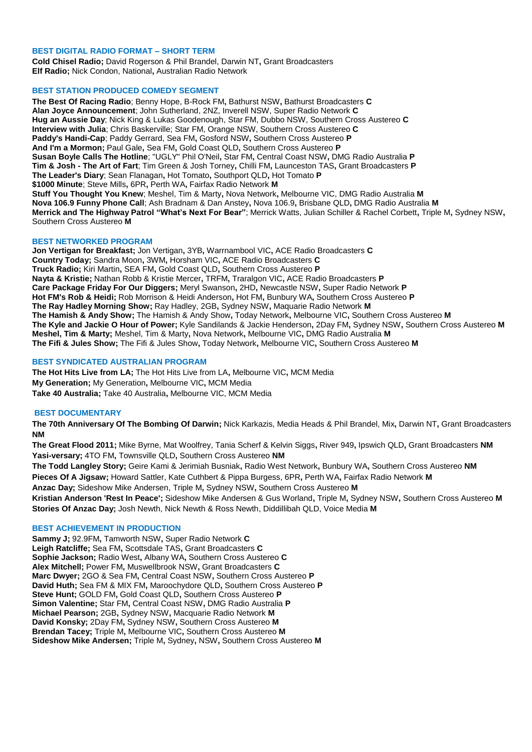### BEST DIGITAL RADIO FORMAT – SHORT TERM

**Cold Chisel Radio;** David Rogerson & Phil Brandel, Darwin NT**,** Grant Broadcasters
**Elf Radio;** Nick Condon, National**,** Australian Radio Network

### BEST STATION PRODUCED COMEDY SEGMENT

**The Best Of Racing Radio**; Benny Hope, B-Rock FM**,** Bathurst NSW**,** Bathurst Broadcasters **C**
**Alan Joyce Announcement**; John Sutherland, 2NZ, Inverell NSW, Super Radio Network **C**
**Hug an Aussie Day**; Nick King & Lukas Goodenough, Star FM, Dubbo NSW, Southern Cross Austereo **C**
**Interview with Julia**; Chris Baskerville; Star FM, Orange NSW, Southern Cross Austereo **C**
**Paddy's Handi-Cap**; Paddy Gerrard, Sea FM**,** Gosford NSW**,** Southern Cross Austereo **P**
**And I'm a Mormon;** Paul Gale**,** Sea FM**,** Gold Coast QLD**,** Southern Cross Austereo **P**
**Susan Boyle Calls The Hotline**; "UGLY" Phil O'Neil**,** Star FM**,** Central Coast NSW**,** DMG Radio Australia **P**
**Tim & Josh - The Art of Fart**; Tim Green & Josh Torney**,** Chilli FM**,** Launceston TAS**,** Grant Broadcasters **P**
**The Leader's Diary**; Sean Flanagan**,** Hot Tomato**,** Southport QLD**,** Hot Tomato **P**
**$1000 Minute**; Steve Mills**,** 6PR**,** Perth WA**,** Fairfax Radio Network **M**
**Stuff You Thought You Knew**; Meshel, Tim & Marty**,** Nova Network**,** Melbourne VIC**,** DMG Radio Australia **M**
**Nova 106.9 Funny Phone Call**; Ash Bradnam & Dan Anstey**,** Nova 106.9**,** Brisbane QLD**,** DMG Radio Australia **M**
**Merrick and The Highway Patrol "What's Next For Bear"**; Merrick Watts, Julian Schiller & Rachel Corbett**,** Triple M**,** Sydney NSW**,** Southern Cross Austereo **M**

### BEST NETWORKED PROGRAM

**Jon Vertigan for Breakfast;** Jon Vertigan**,** 3YB**,** Warrnambool VIC**,** ACE Radio Broadcasters **C**
**Country Today;** Sandra Moon**,** 3WM**,** Horsham VIC**,** ACE Radio Broadcasters **C**
**Truck Radio;** Kiri Martin**,** SEA FM**,** Gold Coast QLD**,** Southern Cross Austereo **P**
**Nayta & Kristie;** Nathan Robb & Kristie Mercer**,** TRFM**,** Traralgon VIC**,** ACE Radio Broadcasters **P**
**Care Package Friday For Our Diggers;** Meryl Swanson**,** 2HD**,** Newcastle NSW**,** Super Radio Network **P**
**Hot FM's Rob & Heidi;** Rob Morrison & Heidi Anderson**,** Hot FM**,** Bunbury WA**,** Southern Cross Austereo **P**
**The Ray Hadley Morning Show;** Ray Hadley, 2GB**,** Sydney NSW**,** Maquarie Radio Network **M**
**The Hamish & Andy Show;** The Hamish & Andy Show**,** Today Network**,** Melbourne VIC**,** Southern Cross Austereo **M**
**The Kyle and Jackie O Hour of Power;** Kyle Sandilands & Jackie Henderson**,** 2Day FM**,** Sydney NSW**,** Southern Cross Austereo **M**
**Meshel, Tim & Marty;** Meshel, Tim & Marty**,** Nova Network**,** Melbourne VIC**,** DMG Radio Australia **M**
**The Fifi & Jules Show;** The Fifi & Jules Show**,** Today Network**,** Melbourne VIC**,** Southern Cross Austereo **M**

### BEST SYNDICATED AUSTRALIAN PROGRAM

**The Hot Hits Live from LA;** The Hot Hits Live from LA**,** Melbourne VIC**,** MCM Media
**My Generation;** My Generation**,** Melbourne VIC**,** MCM Media
**Take 40 Australia;** Take 40 Australia**,** Melbourne VIC, MCM Media

### BEST DOCUMENTARY

**The 70th Anniversary Of The Bombing Of Darwin;** Nick Karkazis, Media Heads & Phil Brandel, Mix**,** Darwin NT**,** Grant Broadcasters **NM**

**The Great Flood 2011;** Mike Byrne, Mat Woolfrey, Tania Scherf & Kelvin Siggs**,** River 949**,** Ipswich QLD**,** Grant Broadcasters **NM**

**Yasi-versary;** 4TO FM**,** Townsville QLD**,** Southern Cross Austereo **NM**

**The Todd Langley Story;** Geire Kami & Jerimiah Busniak**,** Radio West Network**,** Bunbury WA**,** Southern Cross Austereo **NM**

**Pieces Of A Jigsaw;** Howard Sattler, Kate Cuthbert & Pippa Burgess**,** 6PR**,** Perth WA**,** Fairfax Radio Network **M**

**Anzac Day;** Sideshow Mike Andersen, Triple M**,** Sydney NSW**,** Southern Cross Austereo **M**

**Kristian Anderson 'Rest In Peace';** Sideshow Mike Andersen & Gus Worland**,** Triple M**,** Sydney NSW**,** Southern Cross Austereo **M**

**Stories Of Anzac Day;** Josh Newth, Nick Newth & Ross Newth, Diddillibah QLD, Voice Media **M**

### BEST ACHIEVEMENT IN PRODUCTION

**Sammy J;** 92.9FM**,** Tamworth NSW**,** Super Radio Network **C**
**Leigh Ratcliffe;** Sea FM**,** Scottsdale TAS**,** Grant Broadcasters **C**
**Sophie Jackson;** Radio West**,** Albany WA**,** Southern Cross Austereo **C**
**Alex Mitchell;** Power FM**,** Muswellbrook NSW**,** Grant Broadcasters **C**
**Marc Dwyer;** 2GO & Sea FM**,** Central Coast NSW**,** Southern Cross Austereo **P**
**David Huth;** Sea FM & MIX FM**,** Maroochydore QLD**,** Southern Cross Austereo **P**
**Steve Hunt;** GOLD FM**,** Gold Coast QLD**,** Southern Cross Austereo **P**
**Simon Valentine;** Star FM**,** Central Coast NSW**,** DMG Radio Australia **P**
**Michael Pearson;** 2GB**,** Sydney NSW**,** Macquarie Radio Network **M**
**David Konsky;** 2Day FM**,** Sydney NSW**,** Southern Cross Austereo **M**
**Brendan Tacey;** Triple M**,** Melbourne VIC**,** Southern Cross Austereo **M**
**Sideshow Mike Andersen;** Triple M**,** Sydney**,** NSW**,** Southern Cross Austereo **M**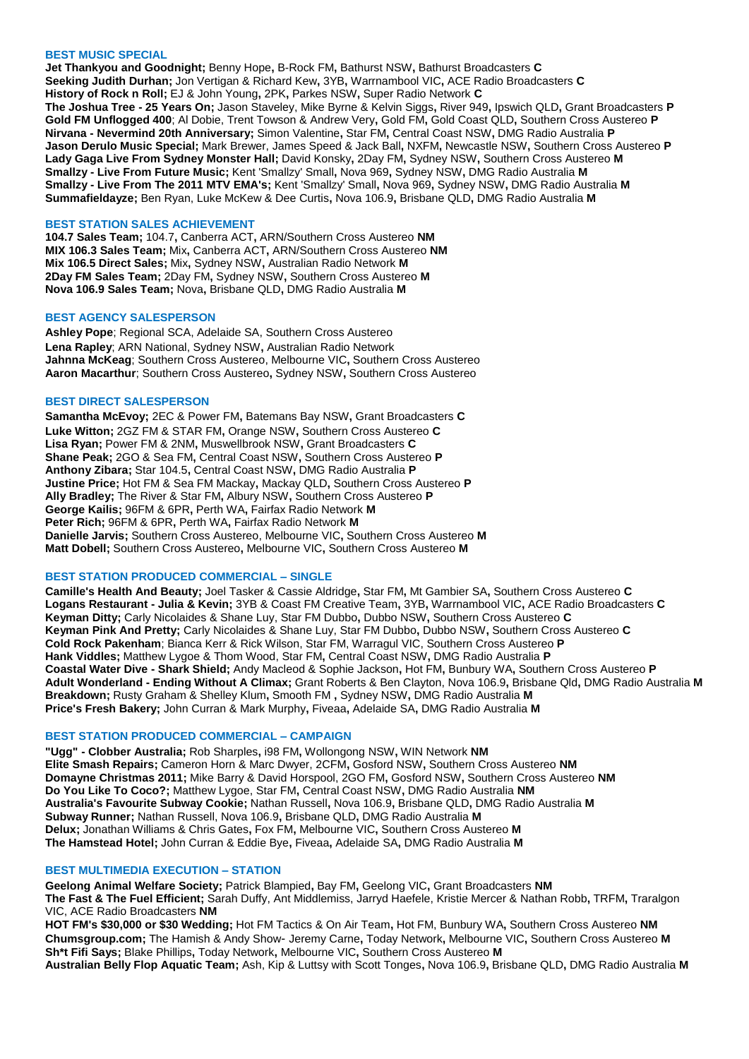### BEST MUSIC SPECIAL

**Jet Thankyou and Goodnight;** Benny Hope**,** B-Rock FM**,** Bathurst NSW**,** Bathurst Broadcasters **C**
**Seeking Judith Durhan;** Jon Vertigan & Richard Kew**,** 3YB**,** Warrnambool VIC**,** ACE Radio Broadcasters **C**
**History of Rock n Roll;** EJ & John Young**,** 2PK**,** Parkes NSW**,** Super Radio Network **C**
**The Joshua Tree - 25 Years On;** Jason Staveley, Mike Byrne & Kelvin Siggs**,** River 949**,** Ipswich QLD**,** Grant Broadcasters **P**
**Gold FM Unflogged 400**; Al Dobie, Trent Towson & Andrew Very**,** Gold FM**,** Gold Coast QLD**,** Southern Cross Austereo **P**
**Nirvana - Nevermind 20th Anniversary;** Simon Valentine**,** Star FM**,** Central Coast NSW**,** DMG Radio Australia **P**
**Jason Derulo Music Special;** Mark Brewer, James Speed & Jack Ball**,** NXFM**,** Newcastle NSW**,** Southern Cross Austereo **P**
**Lady Gaga Live From Sydney Monster Hall;** David Konsky**,** 2Day FM**,** Sydney NSW**,** Southern Cross Austereo **M**
**Smallzy - Live From Future Music;** Kent 'Smallzy' Small**,** Nova 969**,** Sydney NSW**,** DMG Radio Australia **M**
**Smallzy - Live From The 2011 MTV EMA's;** Kent 'Smallzy' Small**,** Nova 969**,** Sydney NSW**,** DMG Radio Australia **M**
**Summafieldayze;** Ben Ryan, Luke McKew & Dee Curtis**,** Nova 106.9**,** Brisbane QLD**,** DMG Radio Australia **M**

### BEST STATION SALES ACHIEVEMENT

**104.7 Sales Team;** 104.7**,** Canberra ACT**,** ARN/Southern Cross Austereo **NM**
**MIX 106.3 Sales Team;** Mix**,** Canberra ACT**,** ARN/Southern Cross Austereo **NM**
**Mix 106.5 Direct Sales;** Mix**,** Sydney NSW**,** Australian Radio Network **M**
**2Day FM Sales Team;** 2Day FM**,** Sydney NSW**,** Southern Cross Austereo **M**
**Nova 106.9 Sales Team;** Nova**,** Brisbane QLD**,** DMG Radio Australia **M**

### BEST AGENCY SALESPERSON

**Ashley Pope**; Regional SCA, Adelaide SA, Southern Cross Austereo
**Lena Rapley**; ARN National, Sydney NSW**,** Australian Radio Network
**Jahnna McKeag**; Southern Cross Austereo, Melbourne VIC**,** Southern Cross Austereo
**Aaron Macarthur**; Southern Cross Austereo**,** Sydney NSW**,** Southern Cross Austereo

### BEST DIRECT SALESPERSON

**Samantha McEvoy;** 2EC & Power FM**,** Batemans Bay NSW**,** Grant Broadcasters **C**
**Luke Witton;** 2GZ FM & STAR FM**,** Orange NSW**,** Southern Cross Austereo **C**
**Lisa Ryan;** Power FM & 2NM**,** Muswellbrook NSW**,** Grant Broadcasters **C**
**Shane Peak;** 2GO & Sea FM**,** Central Coast NSW**,** Southern Cross Austereo **P**
**Anthony Zibara;** Star 104.5**,** Central Coast NSW**,** DMG Radio Australia **P**
**Justine Price;** Hot FM & Sea FM Mackay**,** Mackay QLD**,** Southern Cross Austereo **P**
**Ally Bradley;** The River & Star FM**,** Albury NSW**,** Southern Cross Austereo **P**
**George Kailis;** 96FM & 6PR**,** Perth WA**,** Fairfax Radio Network **M**
**Peter Rich;** 96FM & 6PR**,** Perth WA**,** Fairfax Radio Network **M**
**Danielle Jarvis;** Southern Cross Austereo, Melbourne VIC**,** Southern Cross Austereo **M**
**Matt Dobell;** Southern Cross Austereo**,** Melbourne VIC**,** Southern Cross Austereo **M**

### BEST STATION PRODUCED COMMERCIAL – SINGLE

**Camille's Health And Beauty;** Joel Tasker & Cassie Aldridge**,** Star FM**,** Mt Gambier SA**,** Southern Cross Austereo **C**
**Logans Restaurant - Julia & Kevin;** 3YB & Coast FM Creative Team**,** 3YB**,** Warrnambool VIC**,** ACE Radio Broadcasters **C**
**Keyman Ditty;** Carly Nicolaides & Shane Luy**,** Star FM Dubbo**,** Dubbo NSW**,** Southern Cross Austereo **C**
**Keyman Pink And Pretty;** Carly Nicolaides & Shane Luy**,** Star FM Dubbo**,** Dubbo NSW**,** Southern Cross Austereo **C**
**Cold Rock Pakenham**; Bianca Kerr & Rick Wilson, Star FM, Warragul VIC, Southern Cross Austereo **P**
**Hank Viddles;** Matthew Lygoe & Thom Wood**,** Star FM**,** Central Coast NSW**,** DMG Radio Australia **P**
**Coastal Water Dive - Shark Shield;** Andy Macleod & Sophie Jackson**,** Hot FM**,** Bunbury WA**,** Southern Cross Austereo **P**
**Adult Wonderland - Ending Without A Climax;** Grant Roberts & Ben Clayton**,** Nova 106.9**,** Brisbane Qld**,** DMG Radio Australia **M**
**Breakdown;** Rusty Graham & Shelley Klum**,** Smooth FM **,** Sydney NSW**,** DMG Radio Australia **M**
**Price's Fresh Bakery;** John Curran & Mark Murphy**,** Fiveaa**,** Adelaide SA**,** DMG Radio Australia **M**

### BEST STATION PRODUCED COMMERCIAL – CAMPAIGN

**"Ugg" - Clobber Australia;** Rob Sharples**,** i98 FM**,** Wollongong NSW**,** WIN Network **NM**
**Elite Smash Repairs;** Cameron Horn & Marc Dwyer**,** 2CFM**,** Gosford NSW**,** Southern Cross Austereo **NM**
**Domayne Christmas 2011;** Mike Barry & David Horspool**,** 2GO FM**,** Gosford NSW**,** Southern Cross Austereo **NM**
**Do You Like To Coco?;** Matthew Lygoe**,** Star FM**,** Central Coast NSW**,** DMG Radio Australia **NM**
**Australia's Favourite Subway Cookie;** Nathan Russell**,** Nova 106.9**,** Brisbane QLD**,** DMG Radio Australia **M**
**Subway Runner;** Nathan Russell, Nova 106.9**,** Brisbane QLD**,** DMG Radio Australia **M**
**Delux;** Jonathan Williams & Chris Gates**,** Fox FM**,** Melbourne VIC**,** Southern Cross Austereo **M**
**The Hamstead Hotel;** John Curran & Eddie Bye**,** Fiveaa**,** Adelaide SA**,** DMG Radio Australia **M**

### BEST MULTIMEDIA EXECUTION – STATION

**Geelong Animal Welfare Society;** Patrick Blampied**,** Bay FM**,** Geelong VIC**,** Grant Broadcasters **NM**
**The Fast & The Fuel Efficient;** Sarah Duffy, Ant Middlemiss, Jarryd Haefele, Kristie Mercer & Nathan Robb**,** TRFM**,** Traralgon VIC, ACE Radio Broadcasters **NM**
**HOT FM's $30,000 or $30 Wedding;** Hot FM Tactics & On Air Team**,** Hot FM, Bunbury WA**,** Southern Cross Austereo **NM**
**Chumsgroup.com;** The Hamish & Andy Show- Jeremy Carne**,** Today Network**,** Melbourne VIC**,** Southern Cross Austereo **M**
**Sh*t Fifi Says;** Blake Phillips**,** Today Network**,** Melbourne VIC**,** Southern Cross Austereo **M**
**Australian Belly Flop Aquatic Team;** Ash, Kip & Luttsy with Scott Tonges**,** Nova 106.9**,** Brisbane QLD**,** DMG Radio Australia **M**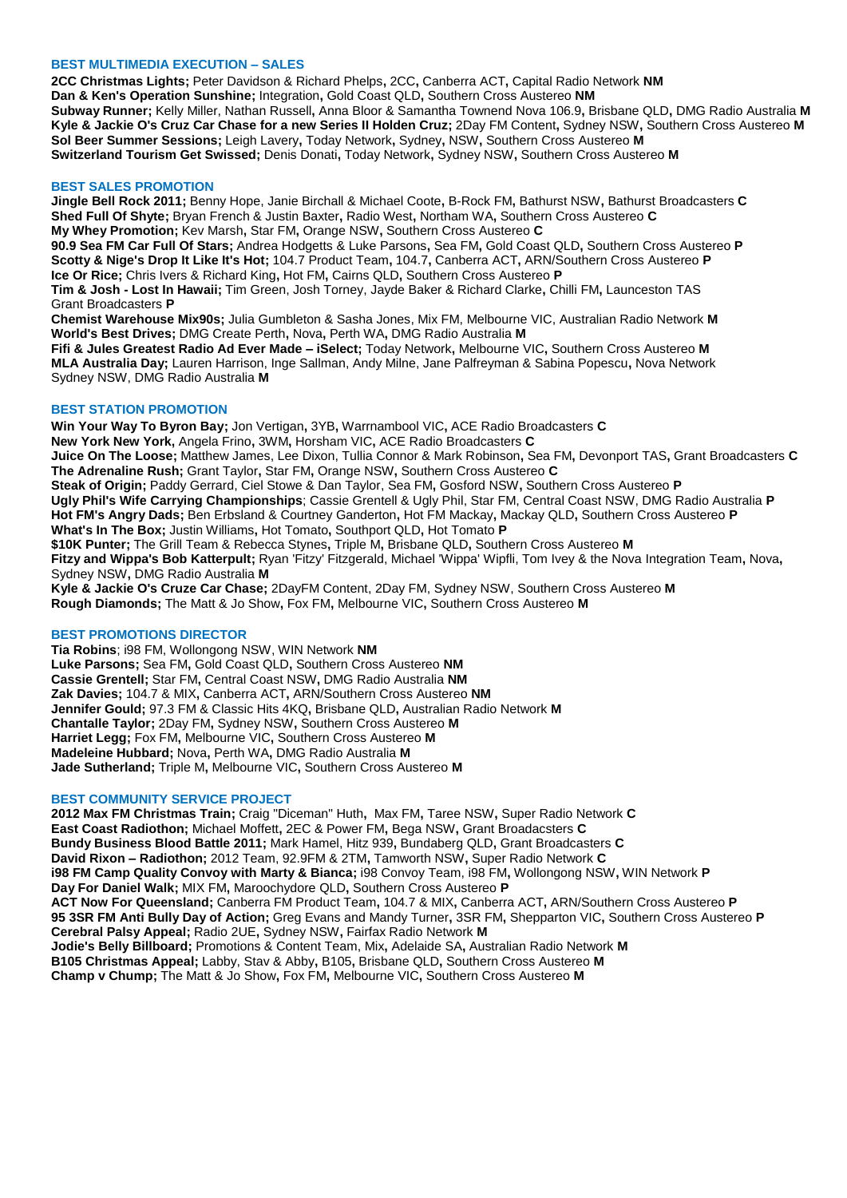## BEST MULTIMEDIA EXECUTION – SALES

**2CC Christmas Lights;** Peter Davidson & Richard Phelps**,** 2CC**,** Canberra ACT**,** Capital Radio Network **NM**
**Dan & Ken's Operation Sunshine;** Integration**,** Gold Coast QLD**,** Southern Cross Austereo **NM**
**Subway Runner;** Kelly Miller, Nathan Russell**,** Anna Bloor & Samantha Townend Nova 106.9**,** Brisbane QLD**,** DMG Radio Australia **M**
**Kyle & Jackie O's Cruz Car Chase for a new Series II Holden Cruz;** 2Day FM Content**,** Sydney NSW**,** Southern Cross Austereo **M**
**Sol Beer Summer Sessions;** Leigh Lavery**,** Today Network**,** Sydney**,** NSW**,** Southern Cross Austereo **M**
**Switzerland Tourism Get Swissed;** Denis Donati**,** Today Network**,** Sydney NSW**,** Southern Cross Austereo **M**

## BEST SALES PROMOTION

**Jingle Bell Rock 2011;** Benny Hope, Janie Birchall & Michael Coote**,** B-Rock FM**,** Bathurst NSW**,** Bathurst Broadcasters **C**
**Shed Full Of Shyte;** Bryan French & Justin Baxter**,** Radio West**,** Northam WA**,** Southern Cross Austereo **C**
**My Whey Promotion;** Kev Marsh**,** Star FM**,** Orange NSW**,** Southern Cross Austereo **C**
**90.9 Sea FM Car Full Of Stars;** Andrea Hodgetts & Luke Parsons**,** Sea FM**,** Gold Coast QLD**,** Southern Cross Austereo **P**
**Scotty & Nige's Drop It Like It's Hot;** 104.7 Product Team**,** 104.7**,** Canberra ACT**,** ARN/Southern Cross Austereo **P**
**Ice Or Rice;** Chris Ivers & Richard King**,** Hot FM**,** Cairns QLD**,** Southern Cross Austereo **P**
**Tim & Josh - Lost In Hawaii;** Tim Green, Josh Torney, Jayde Baker & Richard Clarke**,** Chilli FM**,** Launceston TAS Grant Broadcasters **P**
**Chemist Warehouse Mix90s;** Julia Gumbleton & Sasha Jones, Mix FM, Melbourne VIC, Australian Radio Network **M**
**World's Best Drives;** DMG Create Perth**,** Nova**,** Perth WA**,** DMG Radio Australia **M**
**Fifi & Jules Greatest Radio Ad Ever Made – iSelect;** Today Network**,** Melbourne VIC**,** Southern Cross Austereo **M**
**MLA Australia Day;** Lauren Harrison, Inge Sallman, Andy Milne, Jane Palfreyman & Sabina Popescu**,** Nova Network Sydney NSW**,** DMG Radio Australia **M**

## BEST STATION PROMOTION

**Win Your Way To Byron Bay;** Jon Vertigan**,** 3YB**,** Warrnambool VIC**,** ACE Radio Broadcasters **C**
**New York New York,** Angela Frino**,** 3WM**,** Horsham VIC**,** ACE Radio Broadcasters **C**
**Juice On The Loose;** Matthew James, Lee Dixon, Tullia Connor & Mark Robinson**,** Sea FM**,** Devonport TAS**,** Grant Broadcasters **C**
**The Adrenaline Rush;** Grant Taylor**,** Star FM**,** Orange NSW**,** Southern Cross Austereo **C**
**Steak of Origin;** Paddy Gerrard, Ciel Stowe & Dan Taylor, Sea FM**,** Gosford NSW**,** Southern Cross Austereo **P**
**Ugly Phil's Wife Carrying Championships**; Cassie Grentell & Ugly Phil, Star FM, Central Coast NSW, DMG Radio Australia **P**
**Hot FM's Angry Dads;** Ben Erbsland & Courtney Ganderton**,** Hot FM Mackay**,** Mackay QLD**,** Southern Cross Austereo **P**
**What's In The Box;** Justin Williams**,** Hot Tomato**,** Southport QLD**,** Hot Tomato **P**
**$10K Punter;** The Grill Team & Rebecca Stynes**,** Triple M**,** Brisbane QLD**,** Southern Cross Austereo **M**
**Fitzy and Wippa's Bob Katterpult;** Ryan 'Fitzy' Fitzgerald, Michael 'Wippa' Wipfli, Tom Ivey & the Nova Integration Team**,** Nova**,** Sydney NSW**,** DMG Radio Australia **M**
**Kyle & Jackie O's Cruze Car Chase;** 2DayFM Content, 2Day FM, Sydney NSW, Southern Cross Austereo **M**
**Rough Diamonds;** The Matt & Jo Show**,** Fox FM**,** Melbourne VIC**,** Southern Cross Austereo **M**

## BEST PROMOTIONS DIRECTOR

**Tia Robins**; i98 FM, Wollongong NSW, WIN Network **NM**
**Luke Parsons;** Sea FM**,** Gold Coast QLD**,** Southern Cross Austereo **NM**
**Cassie Grentell;** Star FM**,** Central Coast NSW**,** DMG Radio Australia **NM**
**Zak Davies;** 104.7 & MIX**,** Canberra ACT**,** ARN/Southern Cross Austereo **NM**
**Jennifer Gould;** 97.3 FM & Classic Hits 4KQ**,** Brisbane QLD**,** Australian Radio Network **M**
**Chantalle Taylor;** 2Day FM**,** Sydney NSW**,** Southern Cross Austereo **M**
**Harriet Legg;** Fox FM**,** Melbourne VIC**,** Southern Cross Austereo **M**
**Madeleine Hubbard;** Nova**,** Perth WA**,** DMG Radio Australia **M**
**Jade Sutherland;** Triple M**,** Melbourne VIC**,** Southern Cross Austereo **M**

## BEST COMMUNITY SERVICE PROJECT

**2012 Max FM Christmas Train;** Craig "Diceman" Huth, Max FM**,** Taree NSW**,** Super Radio Network **C**
**East Coast Radiothon;** Michael Moffett**,** 2EC & Power FM**,** Bega NSW**,** Grant Broadacsters **C**
**Bundy Business Blood Battle 2011;** Mark Hamel, Hitz 939**,** Bundaberg QLD**,** Grant Broadcasters **C**
**David Rixon – Radiothon;** 2012 Team**,** 92.9FM & 2TM**,** Tamworth NSW**,** Super Radio Network **C**
**i98 FM Camp Quality Convoy with Marty & Bianca;** i98 Convoy Team, i98 FM**,** Wollongong NSW**,** WIN Network **P**
**Day For Daniel Walk;** MIX FM**,** Maroochydore QLD**,** Southern Cross Austereo **P**
**ACT Now For Queensland;** Canberra FM Product Team**,** 104.7 & MIX**,** Canberra ACT**,** ARN/Southern Cross Austereo **P**
**95 3SR FM Anti Bully Day of Action;** Greg Evans and Mandy Turner**,** 3SR FM**,** Shepparton VIC**,** Southern Cross Austereo **P**
**Cerebral Palsy Appeal;** Radio 2UE**,** Sydney NSW**,** Fairfax Radio Network **M**
**Jodie's Belly Billboard;** Promotions & Content Team, Mix**,** Adelaide SA**,** Australian Radio Network **M**
**B105 Christmas Appeal;** Labby, Stav & Abby**,** B105**,** Brisbane QLD**,** Southern Cross Austereo **M**
**Champ v Chump;** The Matt & Jo Show**,** Fox FM**,** Melbourne VIC**,** Southern Cross Austereo **M**